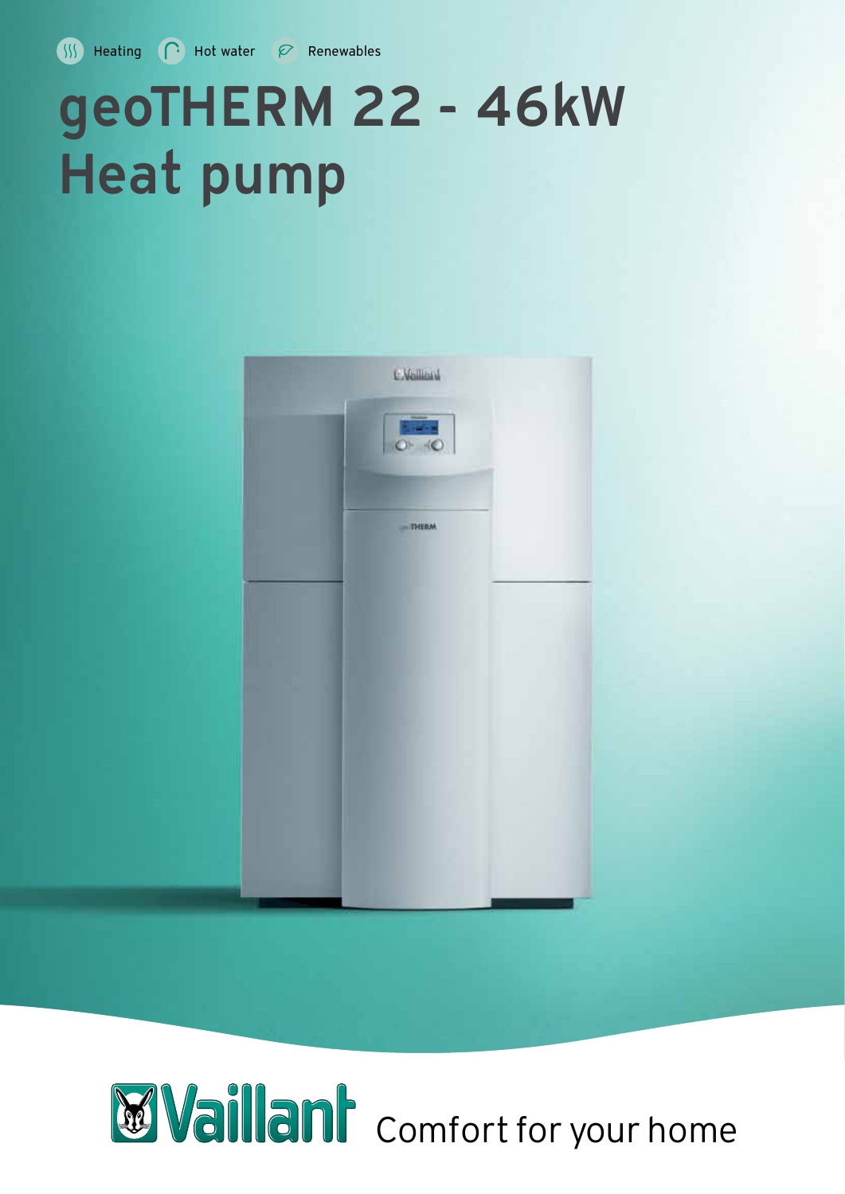Heating Hot water Renewables

# geoTHERM 22 - 46kW Heat pump

Vaillant Comfort for your home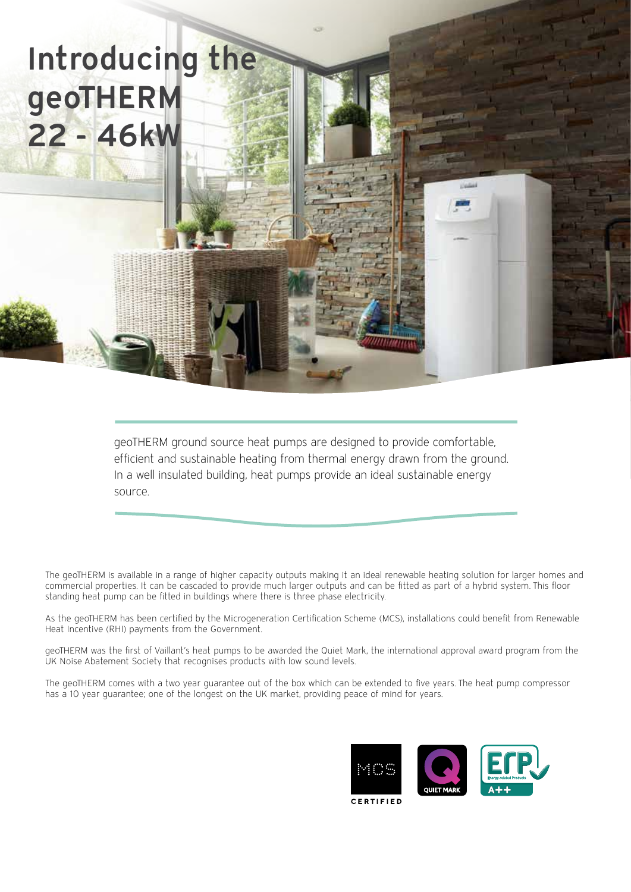# Introducing the geoTHERM 22 - 46kW

geoTHERM ground source heat pumps are designed to provide comfortable, efficient and sustainable heating from thermal energy drawn from the ground. In a well insulated building, heat pumps provide an ideal sustainable energy source.

The geoTHERM is available in a range of higher capacity outputs making it an ideal renewable heating solution for larger homes and commercial properties. It can be cascaded to provide much larger outputs and can be fitted as part of a hybrid system. This floor standing heat pump can be fitted in buildings where there is three phase electricity.

As the geoTHERM has been certified by the Microgeneration Certification Scheme (MCS), installations could benefit from Renewable Heat Incentive (RHI) payments from the Government.

geoTHERM was the first of Vaillant's heat pumps to be awarded the Quiet Mark, the international approval award program from the UK Noise Abatement Society that recognises products with low sound levels.

The geoTHERM comes with a two year guarantee out of the box which can be extended to five years. The heat pump compressor has a 10 year guarantee; one of the longest on the UK market, providing peace of mind for years.

MCS CERTIFIED

QUIET MARK

ErP Energy-related Products A++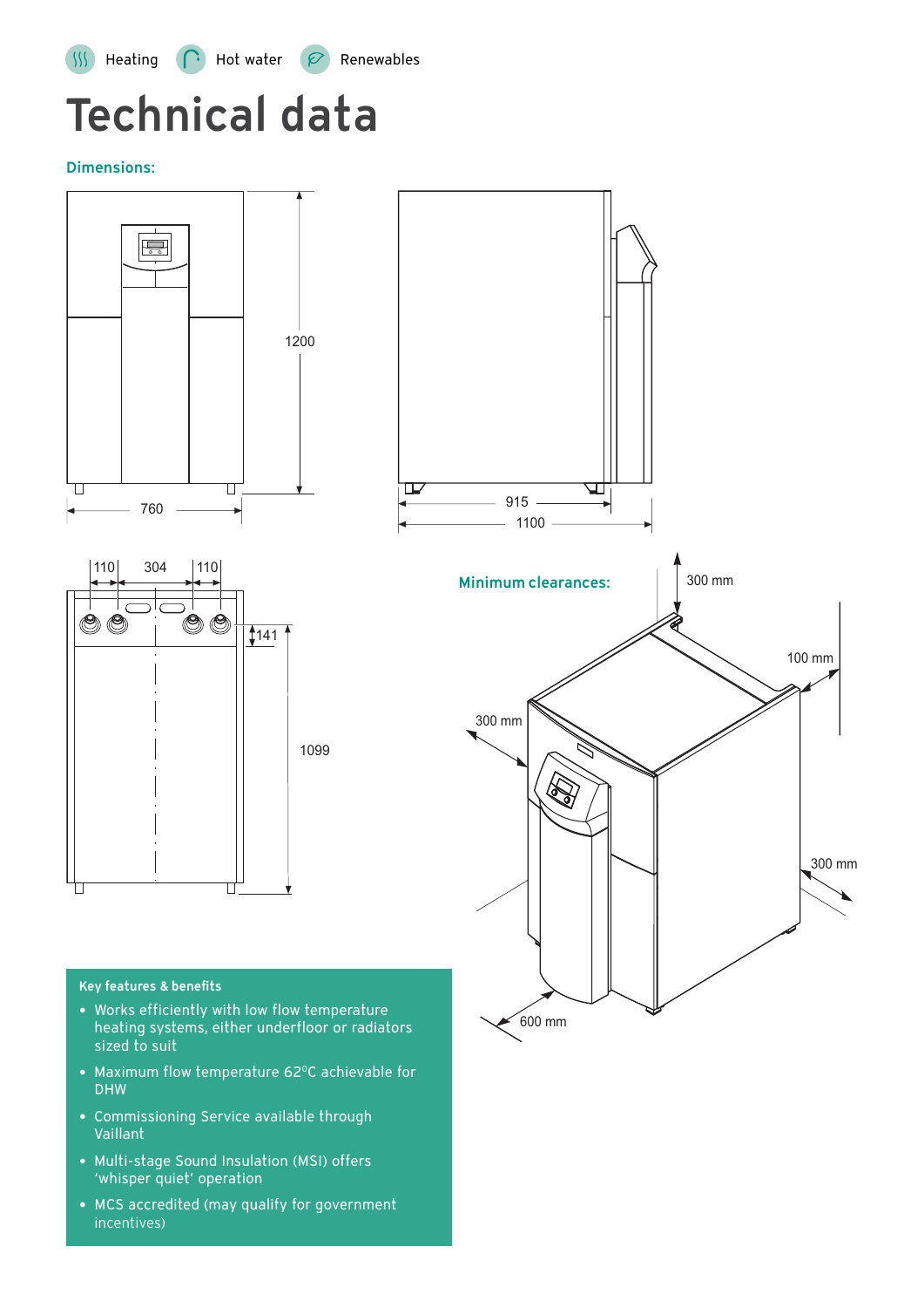Heating Hot water Renewables

# Technical data

**Dimensions:**

1200

760

915

1100

110 304 110

141

1099

**Minimum clearances:**

300 mm

100 mm

300 mm

300 mm

600 mm

**Key features & benefits**

- Works efficiently with low flow temperature heating systems, either underfloor or radiators sized to suit
- Maximum flow temperature 62°C achievable for DHW
- Commissioning Service available through Vaillant
- Multi-stage Sound Insulation (MSI) offers 'whisper quiet' operation
- MCS accredited (may qualify for government incentives)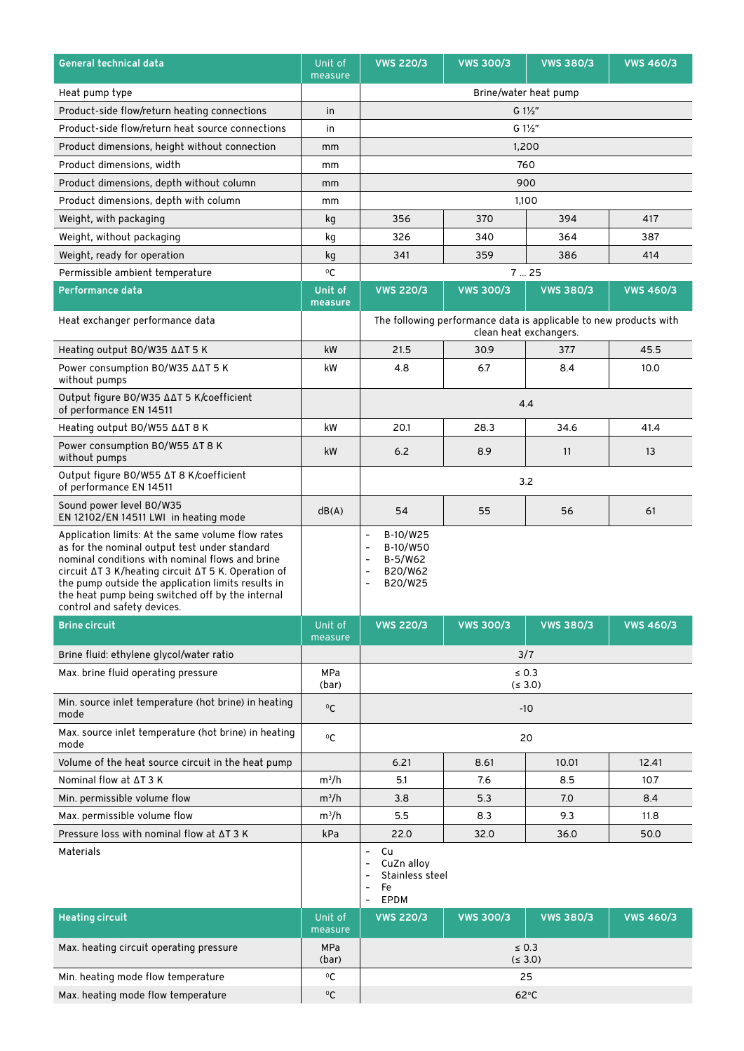| General technical data | Unit of measure | VWS 220/3 | VWS 300/3 | VWS 380/3 | VWS 460/3 |
|---|---|---|---|---|---|
| Heat pump type | | Brine/water heat pump | | | |
| Product-side flow/return heating connections | in | G 1½" | | | |
| Product-side flow/return heat source connections | in | G 1½" | | | |
| Product dimensions, height without connection | mm | 1,200 | | | |
| Product dimensions, width | mm | 760 | | | |
| Product dimensions, depth without column | mm | 900 | | | |
| Product dimensions, depth with column | mm | 1,100 | | | |
| Weight, with packaging | kg | 356 | 370 | 394 | 417 |
| Weight, without packaging | kg | 326 | 340 | 364 | 387 |
| Weight, ready for operation | kg | 341 | 359 | 386 | 414 |
| Permissible ambient temperature | °C | 7 … 25 | | | |

| Performance data | Unit of measure | VWS 220/3 | VWS 300/3 | VWS 380/3 | VWS 460/3 |
|---|---|---|---|---|---|
| Heat exchanger performance data | | The following performance data is applicable to new products with clean heat exchangers. | | | |
| Heating output B0/W35 ΔΔT 5 K | kW | 21.5 | 30.9 | 37.7 | 45.5 |
| Power consumption B0/W35 ΔΔT 5 K without pumps | kW | 4.8 | 6.7 | 8.4 | 10.0 |
| Output figure B0/W35 ΔΔT 5 K/coefficient of performance EN 14511 | | 4.4 | | | |
| Heating output B0/W55 ΔΔT 8 K | kW | 20.1 | 28.3 | 34.6 | 41.4 |
| Power consumption B0/W55 ΔT 8 K without pumps | kW | 6.2 | 8.9 | 11 | 13 |
| Output figure B0/W55 ΔT 8 K/coefficient of performance EN 14511 | | 3.2 | | | |
| Sound power level B0/W35 EN 12102/EN 14511 LWI in heating mode | dB(A) | 54 | 55 | 56 | 61 |
| Application limits: At the same volume flow rates as for the nominal output test under standard nominal conditions with nominal flows and brine circuit ΔT 3 K/heating circuit ΔT 5 K. Operation of the pump outside the application limits results in the heat pump being switched off by the internal control and safety devices. | | - B-10/W25<br>- B-10/W50<br>- B-5/W62<br>- B20/W62<br>- B20/W25 | | | |

| Brine circuit | Unit of measure | VWS 220/3 | VWS 300/3 | VWS 380/3 | VWS 460/3 |
|---|---|---|---|---|---|
| Brine fluid: ethylene glycol/water ratio | | 3/7 | | | |
| Max. brine fluid operating pressure | MPa (bar) | ≤ 0.3 (≤ 3.0) | | | |
| Min. source inlet temperature (hot brine) in heating mode | °C | -10 | | | |
| Max. source inlet temperature (hot brine) in heating mode | °C | 20 | | | |
| Volume of the heat source circuit in the heat pump | | 6.21 | 8.61 | 10.01 | 12.41 |
| Nominal flow at ΔT 3 K | m³/h | 5.1 | 7.6 | 8.5 | 10.7 |
| Min. permissible volume flow | m³/h | 3.8 | 5.3 | 7.0 | 8.4 |
| Max. permissible volume flow | m³/h | 5.5 | 8.3 | 9.3 | 11.8 |
| Pressure loss with nominal flow at ΔT 3 K | kPa | 22.0 | 32.0 | 36.0 | 50.0 |
| Materials | | - Cu<br>- CuZn alloy<br>- Stainless steel<br>- Fe<br>- EPDM | | | |

| Heating circuit | Unit of measure | VWS 220/3 | VWS 300/3 | VWS 380/3 | VWS 460/3 |
|---|---|---|---|---|---|
| Max. heating circuit operating pressure | MPa (bar) | ≤ 0.3 (≤ 3.0) | | | |
| Min. heating mode flow temperature | °C | 25 | | | |
| Max. heating mode flow temperature | °C | 62°C | | | |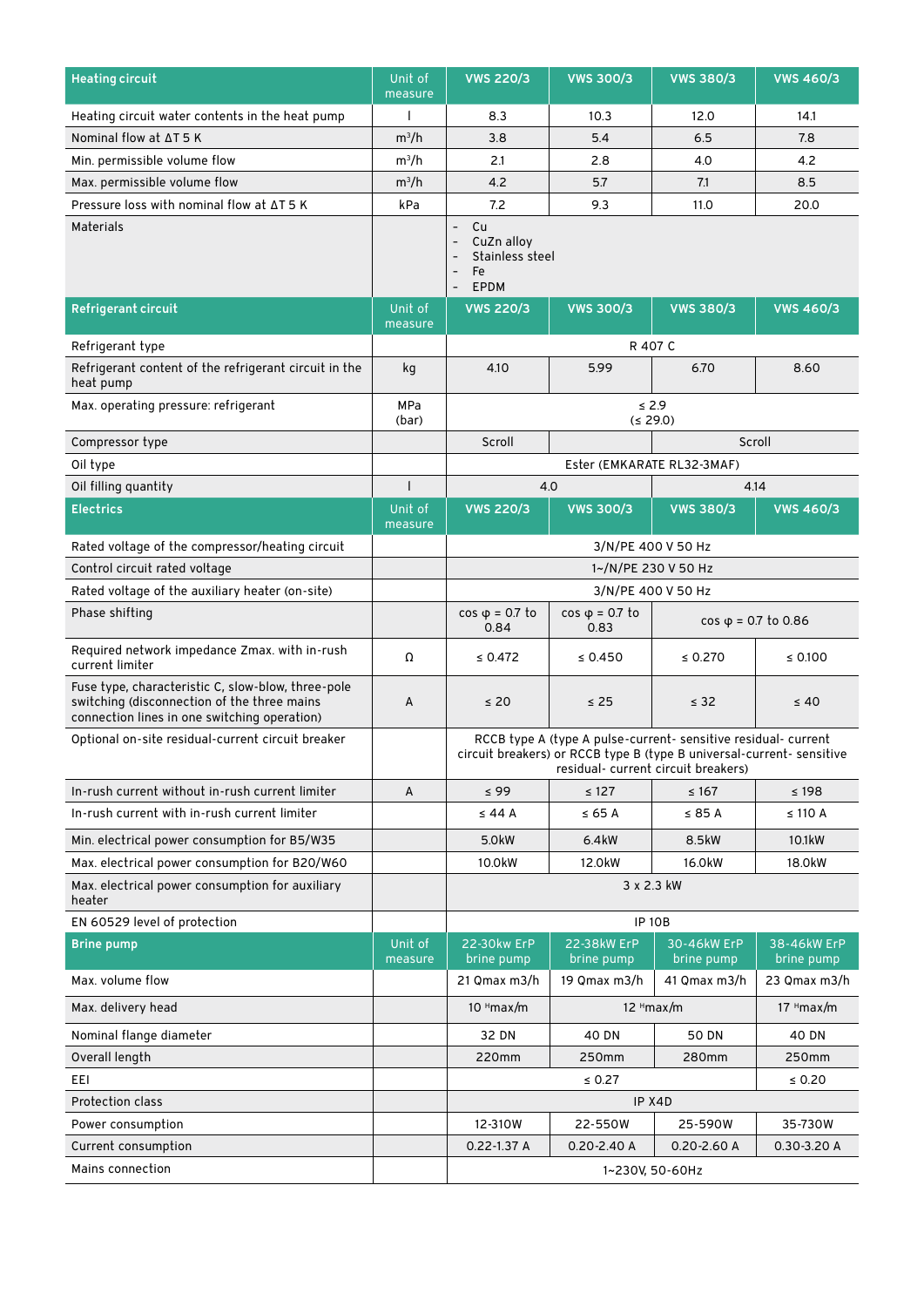| Heating circuit | Unit of measure | VWS 220/3 | VWS 300/3 | VWS 380/3 | VWS 460/3 |
|---|---|---|---|---|---|
| Heating circuit water contents in the heat pump | l | 8.3 | 10.3 | 12.0 | 14.1 |
| Nominal flow at ΔT 5 K | m³/h | 3.8 | 5.4 | 6.5 | 7.8 |
| Min. permissible volume flow | m³/h | 2.1 | 2.8 | 4.0 | 4.2 |
| Max. permissible volume flow | m³/h | 4.2 | 5.7 | 7.1 | 8.5 |
| Pressure loss with nominal flow at ΔT 5 K | kPa | 7.2 | 9.3 | 11.0 | 20.0 |
| Materials | | - Cu<br>- CuZn alloy<br>- Stainless steel<br>- Fe<br>- EPDM | | | |
| **Refrigerant circuit** | **Unit of measure** | **VWS 220/3** | **VWS 300/3** | **VWS 380/3** | **VWS 460/3** |
| Refrigerant type | | R 407 C | | | |
| Refrigerant content of the refrigerant circuit in the heat pump | kg | 4.10 | 5.99 | 6.70 | 8.60 |
| Max. operating pressure: refrigerant | MPa (bar) | ≤ 2.9 (≤ 29.0) | | | |
| Compressor type | | Scroll | | Scroll | |
| Oil type | | Ester (EMKARATE RL32-3MAF) | | | |
| Oil filling quantity | l | 4.0 | | 4.14 | |
| **Electrics** | **Unit of measure** | **VWS 220/3** | **VWS 300/3** | **VWS 380/3** | **VWS 460/3** |
| Rated voltage of the compressor/heating circuit | | 3/N/PE 400 V 50 Hz | | | |
| Control circuit rated voltage | | 1~/N/PE 230 V 50 Hz | | | |
| Rated voltage of the auxiliary heater (on-site) | | 3/N/PE 400 V 50 Hz | | | |
| Phase shifting | | cos φ = 0.7 to 0.84 | cos φ = 0.7 to 0.83 | cos φ = 0.7 to 0.86 | |
| Required network impedance Zmax. with in-rush current limiter | Ω | ≤ 0.472 | ≤ 0.450 | ≤ 0.270 | ≤ 0.100 |
| Fuse type, characteristic C, slow-blow, three-pole switching (disconnection of the three mains connection lines in one switching operation) | A | ≤ 20 | ≤ 25 | ≤ 32 | ≤ 40 |
| Optional on-site residual-current circuit breaker | | RCCB type A (type A pulse-current- sensitive residual- current circuit breakers) or RCCB type B (type B universal-current- sensitive residual- current circuit breakers) | | | |
| In-rush current without in-rush current limiter | A | ≤ 99 | ≤ 127 | ≤ 167 | ≤ 198 |
| In-rush current with in-rush current limiter | | ≤ 44 A | ≤ 65 A | ≤ 85 A | ≤ 110 A |
| Min. electrical power consumption for B5/W35 | | 5.0kW | 6.4kW | 8.5kW | 10.1kW |
| Max. electrical power consumption for B20/W60 | | 10.0kW | 12.0kW | 16.0kW | 18.0kW |
| Max. electrical power consumption for auxiliary heater | | 3 x 2.3 kW | | | |
| EN 60529 level of protection | | IP 10B | | | |
| **Brine pump** | **Unit of measure** | **22-30kw ErP brine pump** | **22-38kW ErP brine pump** | **30-46kW ErP brine pump** | **38-46kW ErP brine pump** |
| Max. volume flow | | 21 Qmax m3/h | 19 Qmax m3/h | 41 Qmax m3/h | 23 Qmax m3/h |
| Max. delivery head | | 10 Hmax/m | 12 Hmax/m | | 17 Hmax/m |
| Nominal flange diameter | | 32 DN | 40 DN | 50 DN | 40 DN |
| Overall length | | 220mm | 250mm | 280mm | 250mm |
| EEI | | ≤ 0.27 | | | ≤ 0.20 |
| Protection class | | IP X4D | | | |
| Power consumption | | 12-310W | 22-550W | 25-590W | 35-730W |
| Current consumption | | 0.22-1.37 A | 0.20-2.40 A | 0.20-2.60 A | 0.30-3.20 A |
| Mains connection | | 1~230V, 50-60Hz | | | |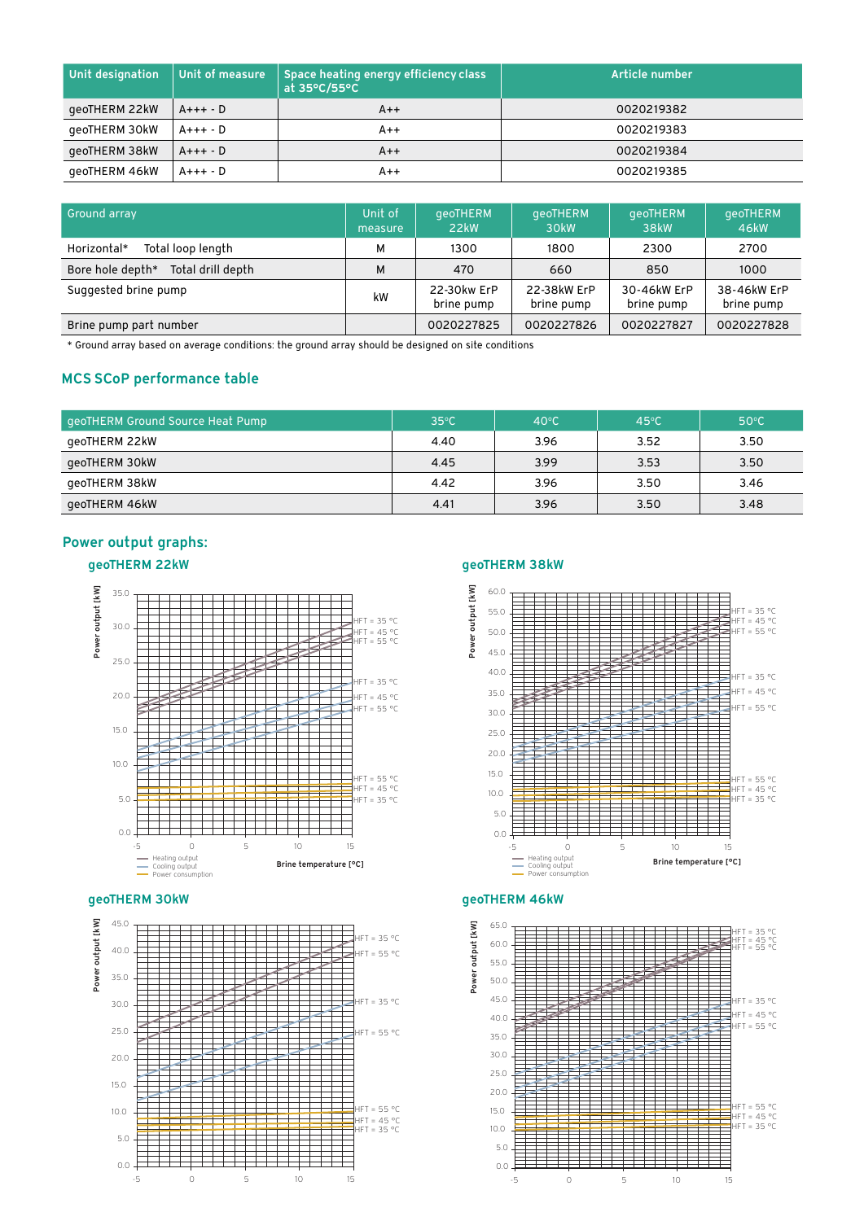| Unit designation | Unit of measure | Space heating energy efficiency class at 35°C/55°C | Article number |
|---|---|---|---|
| geoTHERM 22kW | A+++ - D | A++ | 0020219382 |
| geoTHERM 30kW | A+++ - D | A++ | 0020219383 |
| geoTHERM 38kW | A+++ - D | A++ | 0020219384 |
| geoTHERM 46kW | A+++ - D | A++ | 0020219385 |

| Ground array | | Unit of measure | geoTHERM 22kW | geoTHERM 30kW | geoTHERM 38kW | geoTHERM 46kW |
|---|---|---|---|---|---|---|
| Horizontal* | Total loop length | M | 1300 | 1800 | 2300 | 2700 |
| Bore hole depth* | Total drill depth | M | 470 | 660 | 850 | 1000 |
| Suggested brine pump | | kW | 22-30kw ErP brine pump | 22-38kW ErP brine pump | 30-46kW ErP brine pump | 38-46kW ErP brine pump |
| Brine pump part number | | | 0020227825 | 0020227826 | 0020227827 | 0020227828 |

* Ground array based on average conditions: the ground array should be designed on site conditions

## MCS SCoP performance table

| geoTHERM Ground Source Heat Pump | 35°C | 40°C | 45°C | 50°C |
|---|---|---|---|---|
| geoTHERM 22kW | 4.40 | 3.96 | 3.52 | 3.50 |
| geoTHERM 30kW | 4.45 | 3.99 | 3.53 | 3.50 |
| geoTHERM 38kW | 4.42 | 3.96 | 3.50 | 3.46 |
| geoTHERM 46kW | 4.41 | 3.96 | 3.50 | 3.48 |

## Power output graphs:

### geoTHERM 22kW

### geoTHERM 38kW

### geoTHERM 30kW

### geoTHERM 46kW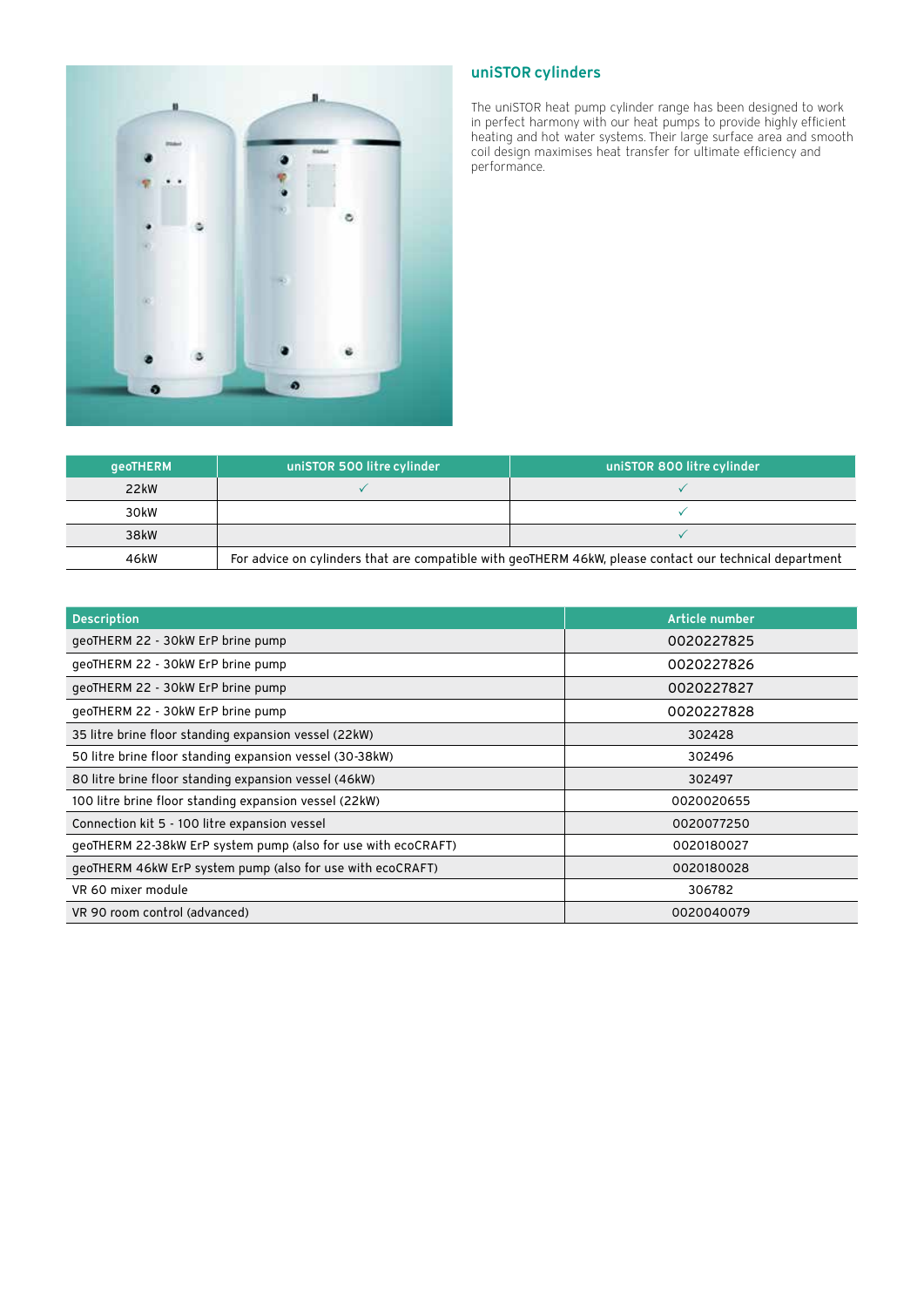## uniSTOR cylinders

The uniSTOR heat pump cylinder range has been designed to work in perfect harmony with our heat pumps to provide highly efficient heating and hot water systems. Their large surface area and smooth coil design maximises heat transfer for ultimate efficiency and performance.

| geoTHERM | uniSTOR 500 litre cylinder | uniSTOR 800 litre cylinder |
|---|---|---|
| 22kW | ✓ | ✓ |
| 30kW | | ✓ |
| 38kW | | ✓ |
| 46kW | For advice on cylinders that are compatible with geoTHERM 46kW, please contact our technical department | |

| Description | Article number |
|---|---|
| geoTHERM 22 - 30kW ErP brine pump | 0020227825 |
| geoTHERM 22 - 30kW ErP brine pump | 0020227826 |
| geoTHERM 22 - 30kW ErP brine pump | 0020227827 |
| geoTHERM 22 - 30kW ErP brine pump | 0020227828 |
| 35 litre brine floor standing expansion vessel (22kW) | 302428 |
| 50 litre brine floor standing expansion vessel (30-38kW) | 302496 |
| 80 litre brine floor standing expansion vessel (46kW) | 302497 |
| 100 litre brine floor standing expansion vessel (22kW) | 0020020655 |
| Connection kit 5 - 100 litre expansion vessel | 0020077250 |
| geoTHERM 22-38kW ErP system pump (also for use with ecoCRAFT) | 0020180027 |
| geoTHERM 46kW ErP system pump (also for use with ecoCRAFT) | 0020180028 |
| VR 60 mixer module | 306782 |
| VR 90 room control (advanced) | 0020040079 |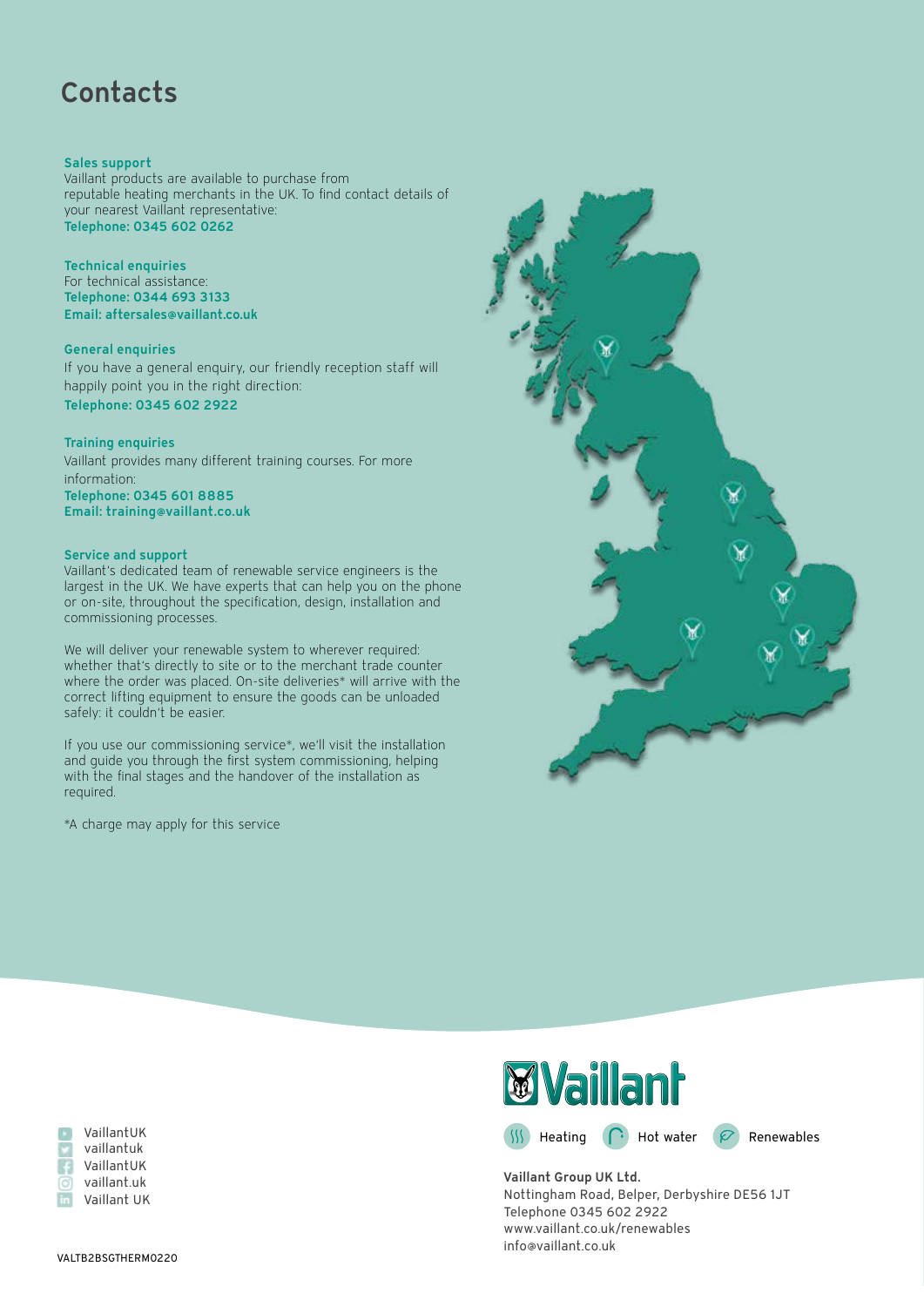# Contacts

**Sales support**
Vaillant products are available to purchase from reputable heating merchants in the UK. To find contact details of your nearest Vaillant representative:
**Telephone: 0345 602 0262**

**Technical enquiries**
For technical assistance:
**Telephone: 0344 693 3133**
**Email: aftersales@vaillant.co.uk**

**General enquiries**
If you have a general enquiry, our friendly reception staff will happily point you in the right direction:
**Telephone: 0345 602 2922**

**Training enquiries**
Vaillant provides many different training courses. For more information:
**Telephone: 0345 601 8885**
**Email: training@vaillant.co.uk**

**Service and support**
Vaillant's dedicated team of renewable service engineers is the largest in the UK. We have experts that can help you on the phone or on-site, throughout the specification, design, installation and commissioning processes.

We will deliver your renewable system to wherever required: whether that's directly to site or to the merchant trade counter where the order was placed. On-site deliveries* will arrive with the correct lifting equipment to ensure the goods can be unloaded safely: it couldn't be easier.

If you use our commissioning service*, we'll visit the installation and guide you through the first system commissioning, helping with the final stages and the handover of the installation as required.

*A charge may apply for this service

VaillantUK
vaillantuk
VaillantUK
vaillant.uk
Vaillant UK

Vaillant

Heating Hot water Renewables

**Vaillant Group UK Ltd.**
Nottingham Road, Belper, Derbyshire DE56 1JT
Telephone 0345 602 2922
www.vaillant.co.uk/renewables
info@vaillant.co.uk

VALTB2BSGTHERM0220